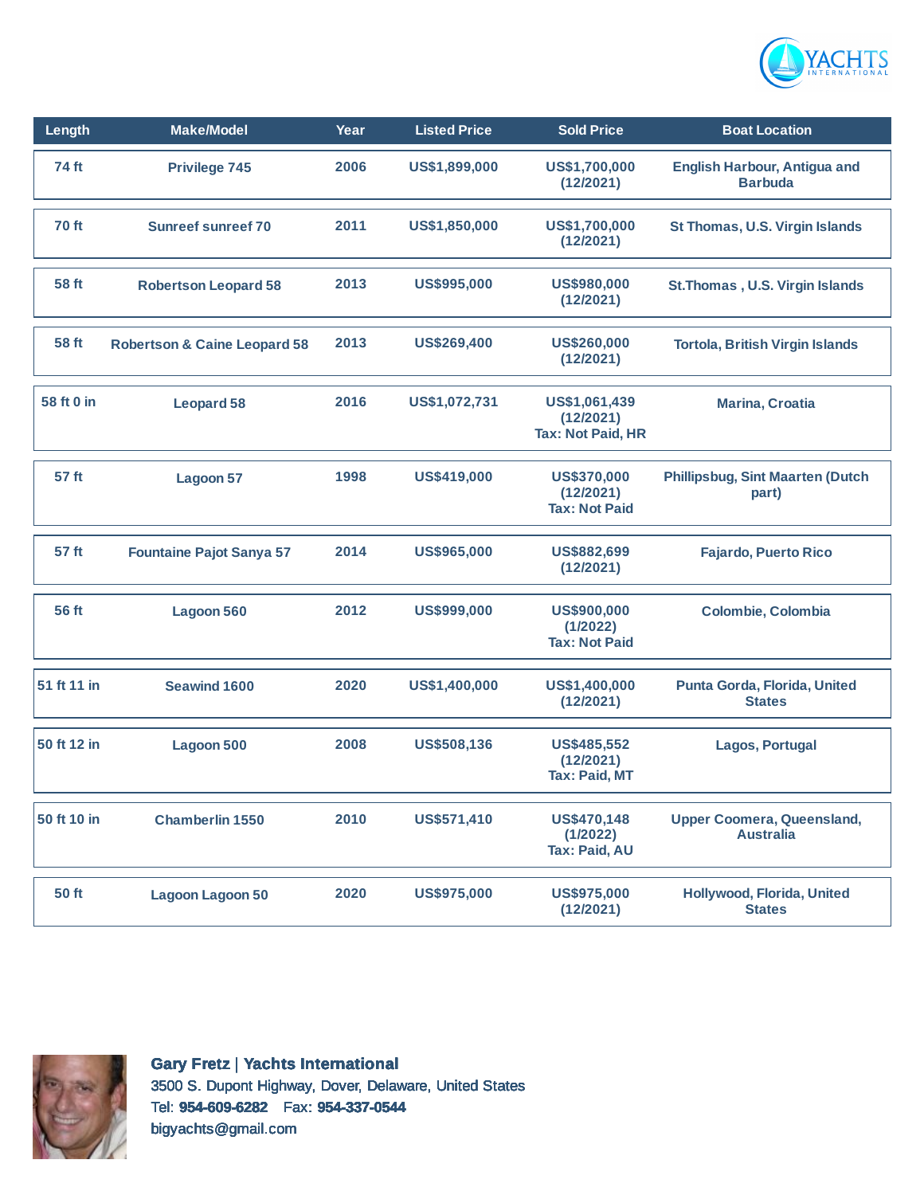| Length | Make/Model | Year | Listed Price | Sold Price | Boat Location |
| --- | --- | --- | --- | --- | --- |
| 74 ft | Privilege 745 | 2006 | US$1,899,000 | US$1,700,000 (12/2021) | English Harbour, Antigua and Barbuda |
| 70 ft | Sunreef sunreef 70 | 2011 | US$1,850,000 | US$1,700,000 (12/2021) | St Thomas, U.S. Virgin Islands |
| 58 ft | Robertson Leopard 58 | 2013 | US$995,000 | US$980,000 (12/2021) | St.Thomas , U.S. Virgin Islands |
| 58 ft | Robertson & Caine Leopard 58 | 2013 | US$269,400 | US$260,000 (12/2021) | Tortola, British Virgin Islands |
| 58 ft 0 in | Leopard 58 | 2016 | US$1,072,731 | US$1,061,439 (12/2021) Tax: Not Paid, HR | Marina, Croatia |
| 57 ft | Lagoon 57 | 1998 | US$419,000 | US$370,000 (12/2021) Tax: Not Paid | Phillipsbug, Sint Maarten (Dutch part) |
| 57 ft | Fountaine Pajot Sanya 57 | 2014 | US$965,000 | US$882,699 (12/2021) | Fajardo, Puerto Rico |
| 56 ft | Lagoon 560 | 2012 | US$999,000 | US$900,000 (1/2022) Tax: Not Paid | Colombie, Colombia |
| 51 ft 11 in | Seawind 1600 | 2020 | US$1,400,000 | US$1,400,000 (12/2021) | Punta Gorda, Florida, United States |
| 50 ft 12 in | Lagoon 500 | 2008 | US$508,136 | US$485,552 (12/2021) Tax: Paid, MT | Lagos, Portugal |
| 50 ft 10 in | Chamberlin 1550 | 2010 | US$571,410 | US$470,148 (1/2022) Tax: Paid, AU | Upper Coomera, Queensland, Australia |
| 50 ft | Lagoon Lagoon 50 | 2020 | US$975,000 | US$975,000 (12/2021) | Hollywood, Florida, United States |

**Gary Fretz | Yachts International**
3500 S. Dupont Highway, Dover, Delaware, United States
Tel: **954-609-6282** Fax: **954-337-0544**
bigyachts@gmail.com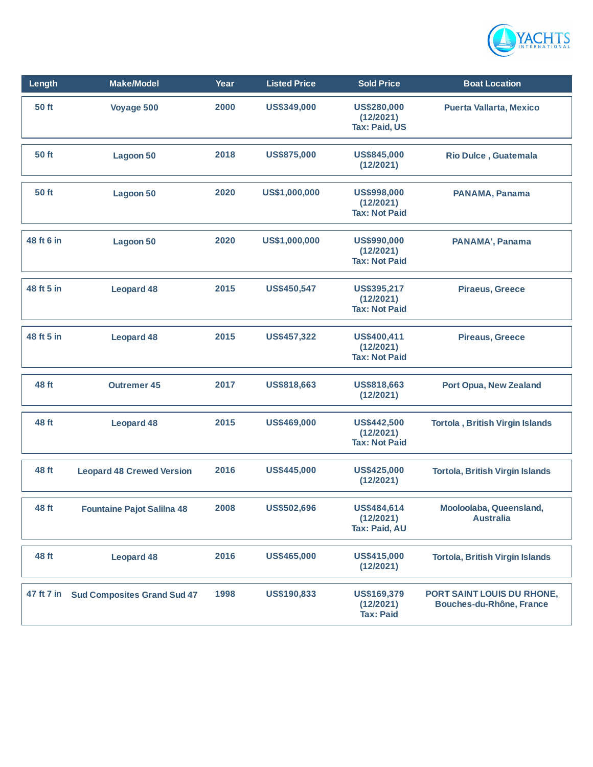| Length | Make/Model | Year | Listed Price | Sold Price | Boat Location |
|---|---|---|---|---|---|
| 50 ft | Voyage 500 | 2000 | US$349,000 | US$280,000 (12/2021) Tax: Paid, US | Puerta Vallarta, Mexico |
| 50 ft | Lagoon 50 | 2018 | US$875,000 | US$845,000 (12/2021) | Rio Dulce , Guatemala |
| 50 ft | Lagoon 50 | 2020 | US$1,000,000 | US$998,000 (12/2021) Tax: Not Paid | PANAMA, Panama |
| 48 ft 6 in | Lagoon 50 | 2020 | US$1,000,000 | US$990,000 (12/2021) Tax: Not Paid | PANAMA', Panama |
| 48 ft 5 in | Leopard 48 | 2015 | US$450,547 | US$395,217 (12/2021) Tax: Not Paid | Piraeus, Greece |
| 48 ft 5 in | Leopard 48 | 2015 | US$457,322 | US$400,411 (12/2021) Tax: Not Paid | Pireaus, Greece |
| 48 ft | Outremer 45 | 2017 | US$818,663 | US$818,663 (12/2021) | Port Opua, New Zealand |
| 48 ft | Leopard 48 | 2015 | US$469,000 | US$442,500 (12/2021) Tax: Not Paid | Tortola , British Virgin Islands |
| 48 ft | Leopard 48 Crewed Version | 2016 | US$445,000 | US$425,000 (12/2021) | Tortola, British Virgin Islands |
| 48 ft | Fountaine Pajot Salilna 48 | 2008 | US$502,696 | US$484,614 (12/2021) Tax: Paid, AU | Mooloolaba, Queensland, Australia |
| 48 ft | Leopard 48 | 2016 | US$465,000 | US$415,000 (12/2021) | Tortola, British Virgin Islands |
| 47 ft 7 in | Sud Composites Grand Sud 47 | 1998 | US$190,833 | US$169,379 (12/2021) Tax: Paid | PORT SAINT LOUIS DU RHONE, Bouches-du-Rhône, France |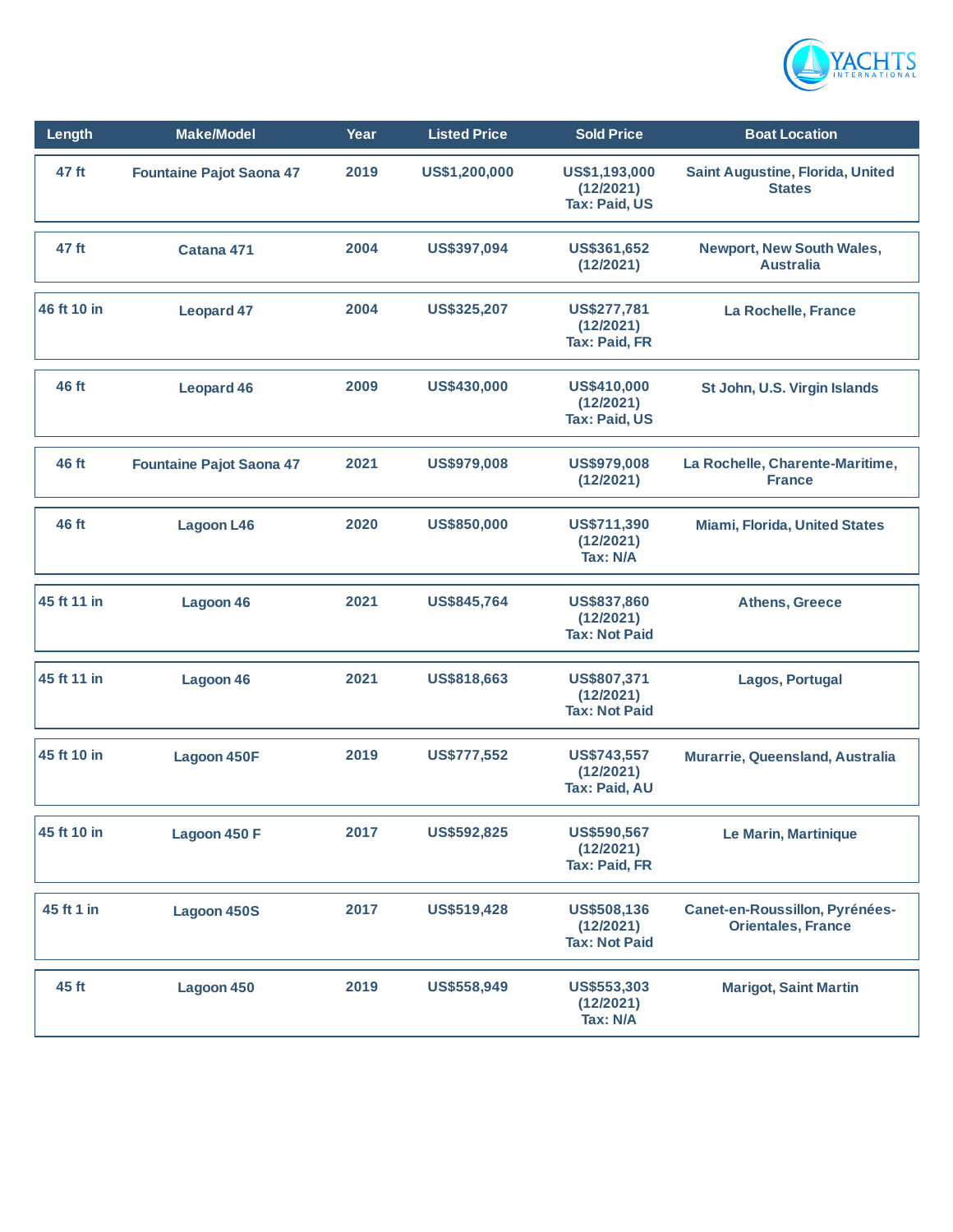| Length | Make/Model | Year | Listed Price | Sold Price | Boat Location |
| --- | --- | --- | --- | --- | --- |
| 47 ft | Fountaine Pajot Saona 47 | 2019 | US$1,200,000 | US$1,193,000 (12/2021) Tax: Paid, US | Saint Augustine, Florida, United States |
| 47 ft | Catana 471 | 2004 | US$397,094 | US$361,652 (12/2021) | Newport, New South Wales, Australia |
| 46 ft 10 in | Leopard 47 | 2004 | US$325,207 | US$277,781 (12/2021) Tax: Paid, FR | La Rochelle, France |
| 46 ft | Leopard 46 | 2009 | US$430,000 | US$410,000 (12/2021) Tax: Paid, US | St John, U.S. Virgin Islands |
| 46 ft | Fountaine Pajot Saona 47 | 2021 | US$979,008 | US$979,008 (12/2021) | La Rochelle, Charente-Maritime, France |
| 46 ft | Lagoon L46 | 2020 | US$850,000 | US$711,390 (12/2021) Tax: N/A | Miami, Florida, United States |
| 45 ft 11 in | Lagoon 46 | 2021 | US$845,764 | US$837,860 (12/2021) Tax: Not Paid | Athens, Greece |
| 45 ft 11 in | Lagoon 46 | 2021 | US$818,663 | US$807,371 (12/2021) Tax: Not Paid | Lagos, Portugal |
| 45 ft 10 in | Lagoon 450F | 2019 | US$777,552 | US$743,557 (12/2021) Tax: Paid, AU | Murarrie, Queensland, Australia |
| 45 ft 10 in | Lagoon 450 F | 2017 | US$592,825 | US$590,567 (12/2021) Tax: Paid, FR | Le Marin, Martinique |
| 45 ft 1 in | Lagoon 450S | 2017 | US$519,428 | US$508,136 (12/2021) Tax: Not Paid | Canet-en-Roussillon, Pyrénées-Orientales, France |
| 45 ft | Lagoon 450 | 2019 | US$558,949 | US$553,303 (12/2021) Tax: N/A | Marigot, Saint Martin |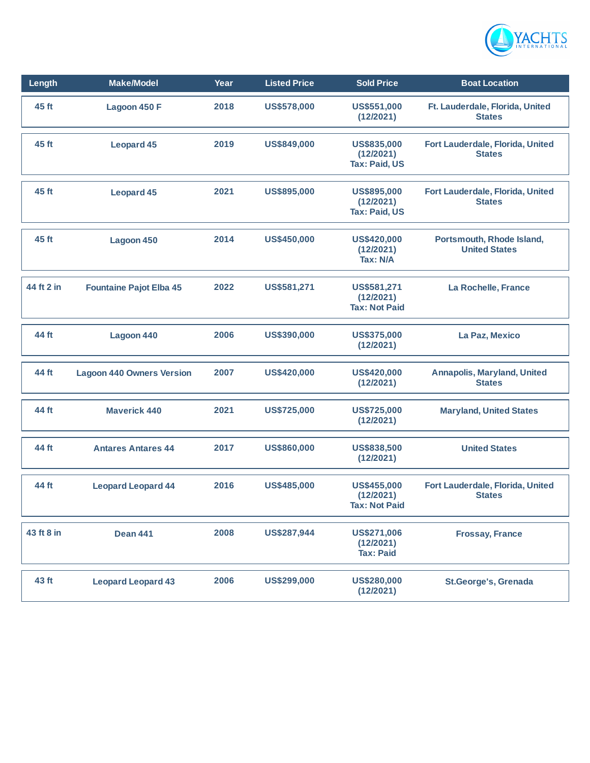| Length | Make/Model | Year | Listed Price | Sold Price | Boat Location |
| --- | --- | --- | --- | --- | --- |
| 45 ft | Lagoon 450 F | 2018 | US$578,000 | US$551,000 (12/2021) | Ft. Lauderdale, Florida, United States |
| 45 ft | Leopard 45 | 2019 | US$849,000 | US$835,000 (12/2021) Tax: Paid, US | Fort Lauderdale, Florida, United States |
| 45 ft | Leopard 45 | 2021 | US$895,000 | US$895,000 (12/2021) Tax: Paid, US | Fort Lauderdale, Florida, United States |
| 45 ft | Lagoon 450 | 2014 | US$450,000 | US$420,000 (12/2021) Tax: N/A | Portsmouth, Rhode Island, United States |
| 44 ft 2 in | Fountaine Pajot Elba 45 | 2022 | US$581,271 | US$581,271 (12/2021) Tax: Not Paid | La Rochelle, France |
| 44 ft | Lagoon 440 | 2006 | US$390,000 | US$375,000 (12/2021) | La Paz, Mexico |
| 44 ft | Lagoon 440 Owners Version | 2007 | US$420,000 | US$420,000 (12/2021) | Annapolis, Maryland, United States |
| 44 ft | Maverick 440 | 2021 | US$725,000 | US$725,000 (12/2021) | Maryland, United States |
| 44 ft | Antares Antares 44 | 2017 | US$860,000 | US$838,500 (12/2021) | United States |
| 44 ft | Leopard Leopard 44 | 2016 | US$485,000 | US$455,000 (12/2021) Tax: Not Paid | Fort Lauderdale, Florida, United States |
| 43 ft 8 in | Dean 441 | 2008 | US$287,944 | US$271,006 (12/2021) Tax: Paid | Frossay, France |
| 43 ft | Leopard Leopard 43 | 2006 | US$299,000 | US$280,000 (12/2021) | St.George's, Grenada |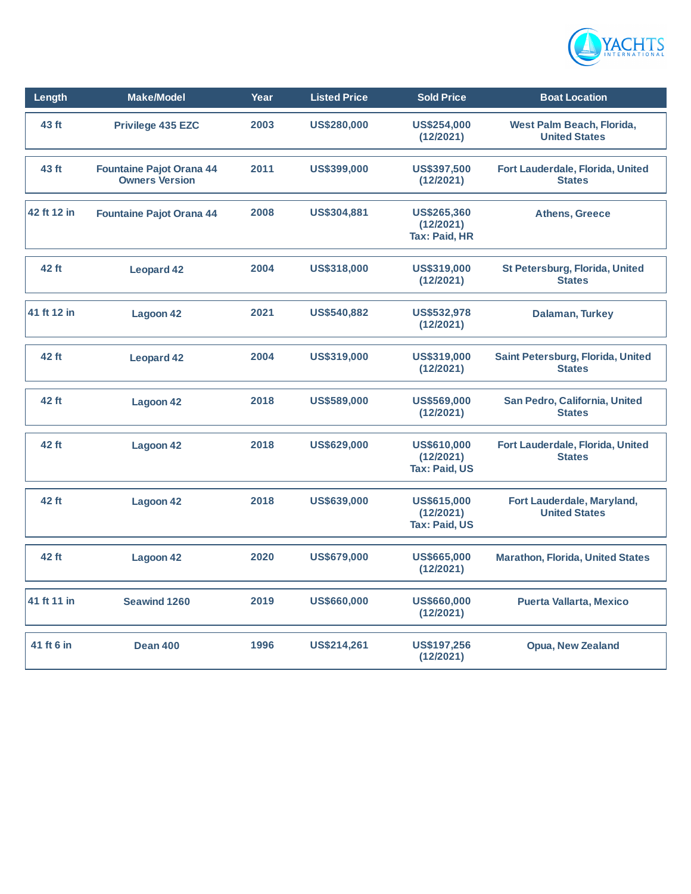| Length | Make/Model | Year | Listed Price | Sold Price | Boat Location |
|---|---|---|---|---|---|
| 43 ft | Privilege 435 EZC | 2003 | US$280,000 | US$254,000 (12/2021) | West Palm Beach, Florida, United States |
| 43 ft | Fountaine Pajot Orana 44 Owners Version | 2011 | US$399,000 | US$397,500 (12/2021) | Fort Lauderdale, Florida, United States |
| 42 ft 12 in | Fountaine Pajot Orana 44 | 2008 | US$304,881 | US$265,360 (12/2021) Tax: Paid, HR | Athens, Greece |
| 42 ft | Leopard 42 | 2004 | US$318,000 | US$319,000 (12/2021) | St Petersburg, Florida, United States |
| 41 ft 12 in | Lagoon 42 | 2021 | US$540,882 | US$532,978 (12/2021) | Dalaman, Turkey |
| 42 ft | Leopard 42 | 2004 | US$319,000 | US$319,000 (12/2021) | Saint Petersburg, Florida, United States |
| 42 ft | Lagoon 42 | 2018 | US$589,000 | US$569,000 (12/2021) | San Pedro, California, United States |
| 42 ft | Lagoon 42 | 2018 | US$629,000 | US$610,000 (12/2021) Tax: Paid, US | Fort Lauderdale, Florida, United States |
| 42 ft | Lagoon 42 | 2018 | US$639,000 | US$615,000 (12/2021) Tax: Paid, US | Fort Lauderdale, Maryland, United States |
| 42 ft | Lagoon 42 | 2020 | US$679,000 | US$665,000 (12/2021) | Marathon, Florida, United States |
| 41 ft 11 in | Seawind 1260 | 2019 | US$660,000 | US$660,000 (12/2021) | Puerta Vallarta, Mexico |
| 41 ft 6 in | Dean 400 | 1996 | US$214,261 | US$197,256 (12/2021) | Opua, New Zealand |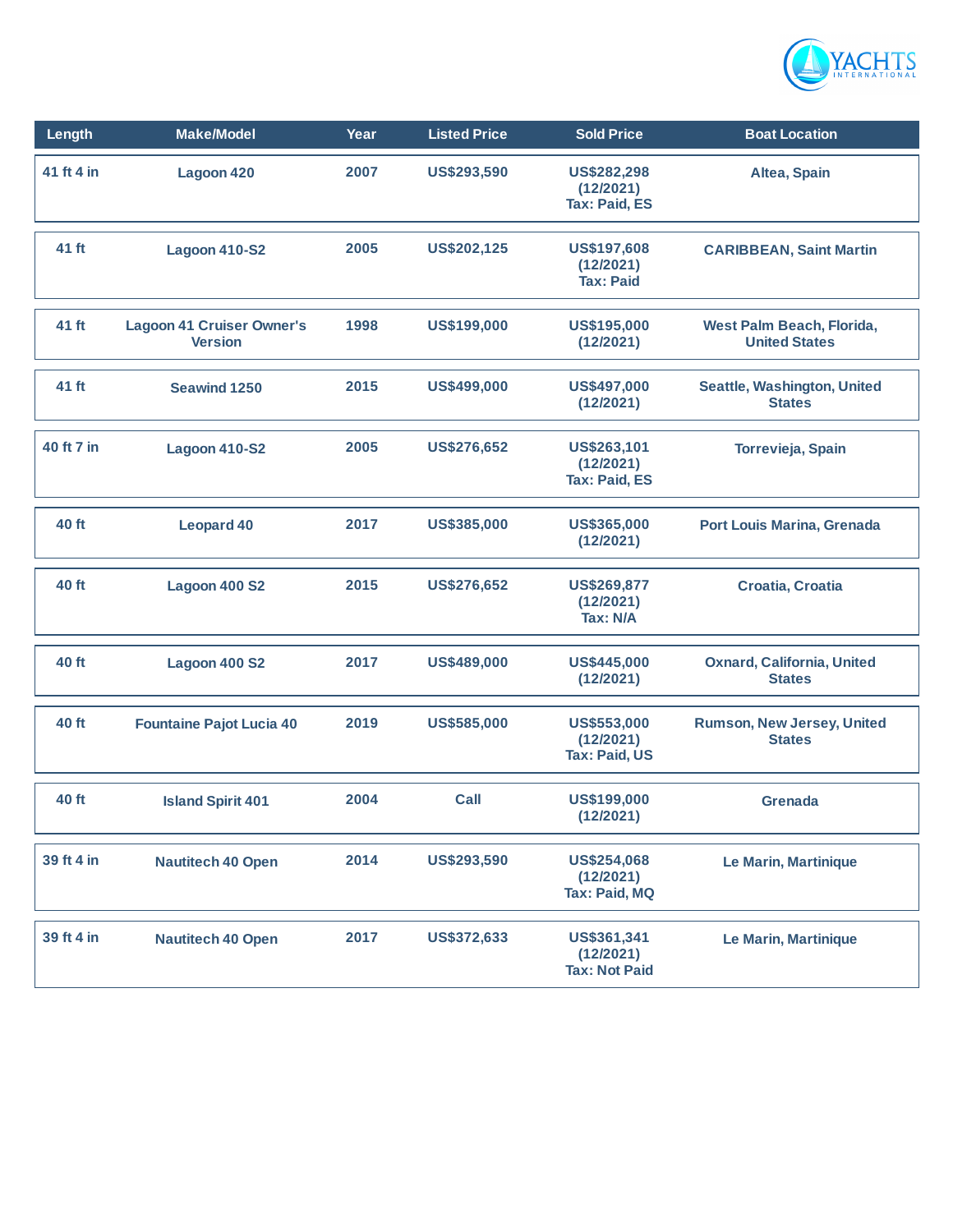| Length | Make/Model | Year | Listed Price | Sold Price | Boat Location |
|---|---|---|---|---|---|
| 41 ft 4 in | Lagoon 420 | 2007 | US$293,590 | US$282,298 (12/2021) Tax: Paid, ES | Altea, Spain |
| 41 ft | Lagoon 410-S2 | 2005 | US$202,125 | US$197,608 (12/2021) Tax: Paid | CARIBBEAN, Saint Martin |
| 41 ft | Lagoon 41 Cruiser Owner's Version | 1998 | US$199,000 | US$195,000 (12/2021) | West Palm Beach, Florida, United States |
| 41 ft | Seawind 1250 | 2015 | US$499,000 | US$497,000 (12/2021) | Seattle, Washington, United States |
| 40 ft 7 in | Lagoon 410-S2 | 2005 | US$276,652 | US$263,101 (12/2021) Tax: Paid, ES | Torrevieja, Spain |
| 40 ft | Leopard 40 | 2017 | US$385,000 | US$365,000 (12/2021) | Port Louis Marina, Grenada |
| 40 ft | Lagoon 400 S2 | 2015 | US$276,652 | US$269,877 (12/2021) Tax: N/A | Croatia, Croatia |
| 40 ft | Lagoon 400 S2 | 2017 | US$489,000 | US$445,000 (12/2021) | Oxnard, California, United States |
| 40 ft | Fountaine Pajot Lucia 40 | 2019 | US$585,000 | US$553,000 (12/2021) Tax: Paid, US | Rumson, New Jersey, United States |
| 40 ft | Island Spirit 401 | 2004 | Call | US$199,000 (12/2021) | Grenada |
| 39 ft 4 in | Nautitech 40 Open | 2014 | US$293,590 | US$254,068 (12/2021) Tax: Paid, MQ | Le Marin, Martinique |
| 39 ft 4 in | Nautitech 40 Open | 2017 | US$372,633 | US$361,341 (12/2021) Tax: Not Paid | Le Marin, Martinique |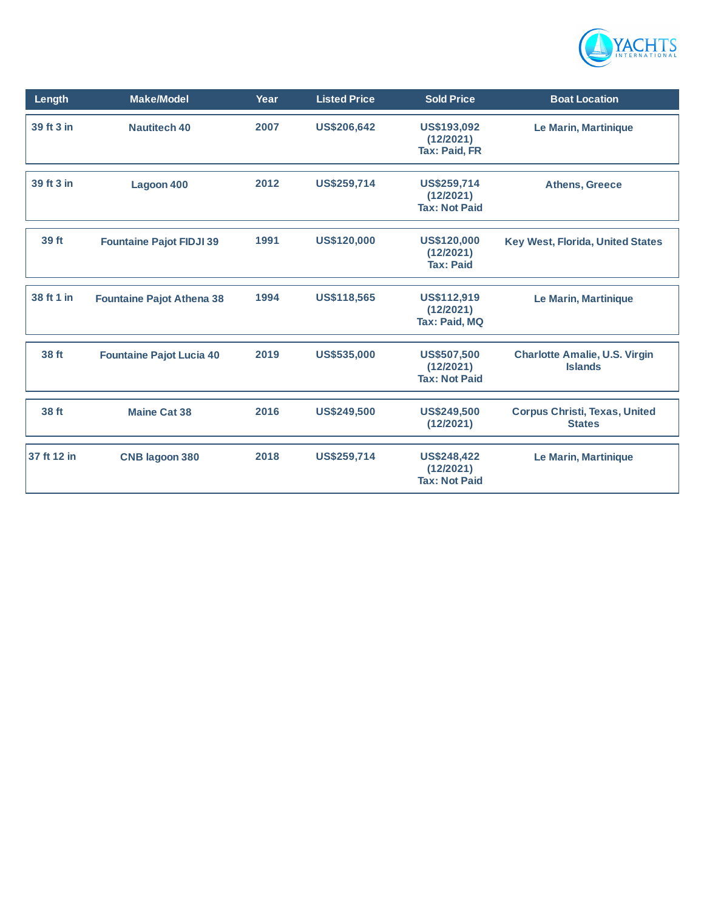| Length | Make/Model | Year | Listed Price | Sold Price | Boat Location |
|---|---|---|---|---|---|
| 39 ft 3 in | Nautitech 40 | 2007 | US$206,642 | US$193,092 (12/2021) Tax: Paid, FR | Le Marin, Martinique |
| 39 ft 3 in | Lagoon 400 | 2012 | US$259,714 | US$259,714 (12/2021) Tax: Not Paid | Athens, Greece |
| 39 ft | Fountaine Pajot FIDJI 39 | 1991 | US$120,000 | US$120,000 (12/2021) Tax: Paid | Key West, Florida, United States |
| 38 ft 1 in | Fountaine Pajot Athena 38 | 1994 | US$118,565 | US$112,919 (12/2021) Tax: Paid, MQ | Le Marin, Martinique |
| 38 ft | Fountaine Pajot Lucia 40 | 2019 | US$535,000 | US$507,500 (12/2021) Tax: Not Paid | Charlotte Amalie, U.S. Virgin Islands |
| 38 ft | Maine Cat 38 | 2016 | US$249,500 | US$249,500 (12/2021) | Corpus Christi, Texas, United States |
| 37 ft 12 in | CNB lagoon 380 | 2018 | US$259,714 | US$248,422 (12/2021) Tax: Not Paid | Le Marin, Martinique |